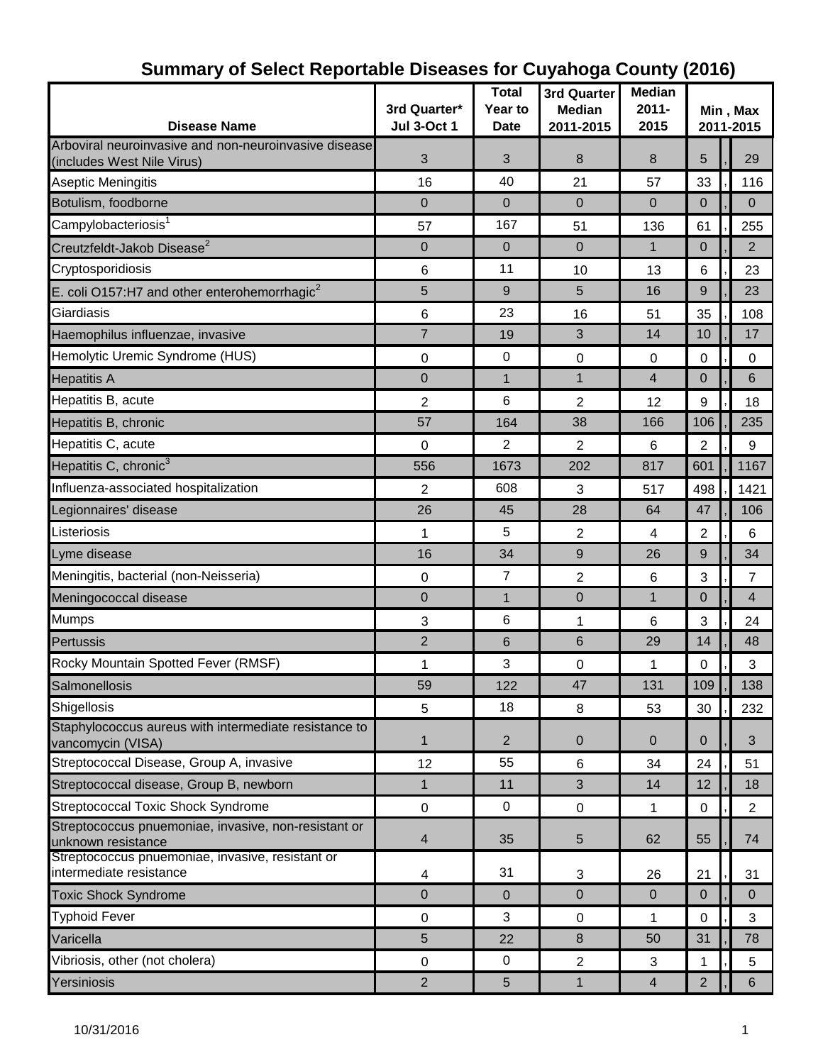# Summary of Select Reportable Diseases for Cuyahoga County (2016)

| Disease Name | 3rd Quarter* Jul 3-Oct 1 | Total Year to Date | 3rd Quarter Median 2011-2015 | Median 2011-2015 | Min , Max 2011-2015 | | |
|---|---|---|---|---|---|---|---|
| Arboviral neuroinvasive and non-neuroinvasive disease (includes West Nile Virus) | 3 | 3 | 8 | 8 | 5 | , | 29 |
| Aseptic Meningitis | 16 | 40 | 21 | 57 | 33 | , | 116 |
| Botulism, foodborne | 0 | 0 | 0 | 0 | 0 | , | 0 |
| Campylobacteriosis[1] | 57 | 167 | 51 | 136 | 61 | , | 255 |
| Creutzfeldt-Jakob Disease[2] | 0 | 0 | 0 | 1 | 0 | , | 2 |
| Cryptosporidiosis | 6 | 11 | 10 | 13 | 6 | , | 23 |
| E. coli O157:H7 and other enterohemorrhagic[2] | 5 | 9 | 5 | 16 | 9 | , | 23 |
| Giardiasis | 6 | 23 | 16 | 51 | 35 | , | 108 |
| Haemophilus influenzae, invasive | 7 | 19 | 3 | 14 | 10 | , | 17 |
| Hemolytic Uremic Syndrome (HUS) | 0 | 0 | 0 | 0 | 0 | , | 0 |
| Hepatitis A | 0 | 1 | 1 | 4 | 0 | , | 6 |
| Hepatitis B, acute | 2 | 6 | 2 | 12 | 9 | , | 18 |
| Hepatitis B, chronic | 57 | 164 | 38 | 166 | 106 | , | 235 |
| Hepatitis C, acute | 0 | 2 | 2 | 6 | 2 | , | 9 |
| Hepatitis C, chronic[3] | 556 | 1673 | 202 | 817 | 601 | , | 1167 |
| Influenza-associated hospitalization | 2 | 608 | 3 | 517 | 498 | , | 1421 |
| Legionnaires' disease | 26 | 45 | 28 | 64 | 47 | , | 106 |
| Listeriosis | 1 | 5 | 2 | 4 | 2 | , | 6 |
| Lyme disease | 16 | 34 | 9 | 26 | 9 | , | 34 |
| Meningitis, bacterial (non-Neisseria) | 0 | 7 | 2 | 6 | 3 | , | 7 |
| Meningococcal disease | 0 | 1 | 0 | 1 | 0 | , | 4 |
| Mumps | 3 | 6 | 1 | 6 | 3 | , | 24 |
| Pertussis | 2 | 6 | 6 | 29 | 14 | , | 48 |
| Rocky Mountain Spotted Fever (RMSF) | 1 | 3 | 0 | 1 | 0 | , | 3 |
| Salmonellosis | 59 | 122 | 47 | 131 | 109 | , | 138 |
| Shigellosis | 5 | 18 | 8 | 53 | 30 | , | 232 |
| Staphylococcus aureus with intermediate resistance to vancomycin (VISA) | 1 | 2 | 0 | 0 | 0 | , | 3 |
| Streptococcal Disease, Group A, invasive | 12 | 55 | 6 | 34 | 24 | , | 51 |
| Streptococcal disease, Group B, newborn | 1 | 11 | 3 | 14 | 12 | , | 18 |
| Streptococcal Toxic Shock Syndrome | 0 | 0 | 0 | 1 | 0 | , | 2 |
| Streptococcus pnuemoniae, invasive, non-resistant or unknown resistance | 4 | 35 | 5 | 62 | 55 | , | 74 |
| Streptococcus pnuemoniae, invasive, resistant or intermediate resistance | 4 | 31 | 3 | 26 | 21 | , | 31 |
| Toxic Shock Syndrome | 0 | 0 | 0 | 0 | 0 | , | 0 |
| Typhoid Fever | 0 | 3 | 0 | 1 | 0 | , | 3 |
| Varicella | 5 | 22 | 8 | 50 | 31 | , | 78 |
| Vibriosis, other (not cholera) | 0 | 0 | 2 | 3 | 1 | , | 5 |
| Yersiniosis | 2 | 5 | 1 | 4 | 2 | , | 6 |

10/31/2016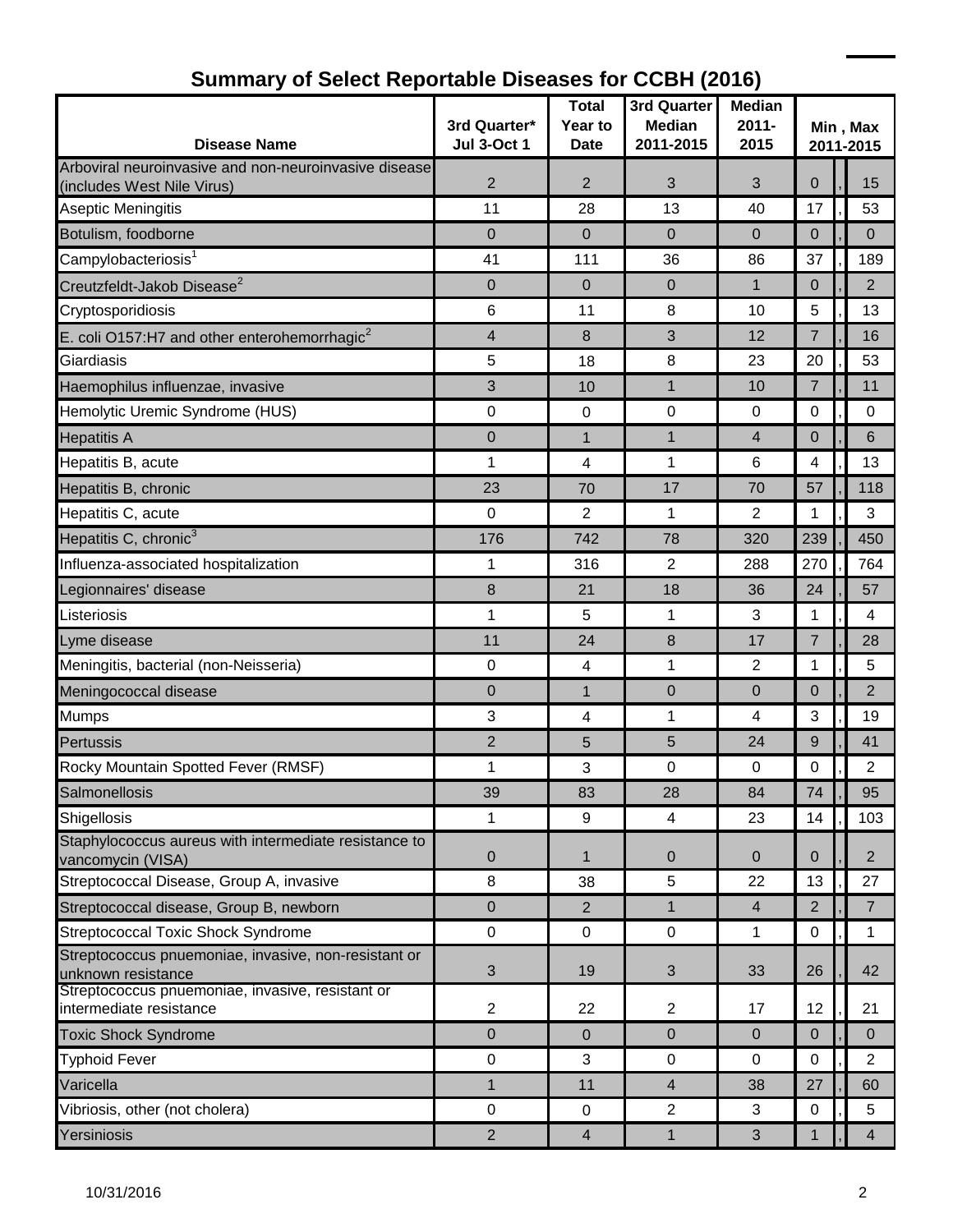## Summary of Select Reportable Diseases for CCBH (2016)

| Disease Name | 3rd Quarter* Jul 3-Oct 1 | Total Year to Date | 3rd Quarter Median 2011-2015 | Median 2011-2015 | Min , Max 2011-2015 |
|---|---|---|---|---|---|
| Arboviral neuroinvasive and non-neuroinvasive disease (includes West Nile Virus) | 2 | 2 | 3 | 3 | 0 , 15 |
| Aseptic Meningitis | 11 | 28 | 13 | 40 | 17 , 53 |
| Botulism, foodborne | 0 | 0 | 0 | 0 | 0 , 0 |
| Campylobacteriosis[1] | 41 | 111 | 36 | 86 | 37 , 189 |
| Creutzfeldt-Jakob Disease[2] | 0 | 0 | 0 | 1 | 0 , 2 |
| Cryptosporidiosis | 6 | 11 | 8 | 10 | 5 , 13 |
| E. coli O157:H7 and other enterohemorrhagic[2] | 4 | 8 | 3 | 12 | 7 , 16 |
| Giardiasis | 5 | 18 | 8 | 23 | 20 , 53 |
| Haemophilus influenzae, invasive | 3 | 10 | 1 | 10 | 7 , 11 |
| Hemolytic Uremic Syndrome (HUS) | 0 | 0 | 0 | 0 | 0 , 0 |
| Hepatitis A | 0 | 1 | 1 | 4 | 0 , 6 |
| Hepatitis B, acute | 1 | 4 | 1 | 6 | 4 , 13 |
| Hepatitis B, chronic | 23 | 70 | 17 | 70 | 57 , 118 |
| Hepatitis C, acute | 0 | 2 | 1 | 2 | 1 , 3 |
| Hepatitis C, chronic[3] | 176 | 742 | 78 | 320 | 239 , 450 |
| Influenza-associated hospitalization | 1 | 316 | 2 | 288 | 270 , 764 |
| Legionnaires' disease | 8 | 21 | 18 | 36 | 24 , 57 |
| Listeriosis | 1 | 5 | 1 | 3 | 1 , 4 |
| Lyme disease | 11 | 24 | 8 | 17 | 7 , 28 |
| Meningitis, bacterial (non-Neisseria) | 0 | 4 | 1 | 2 | 1 , 5 |
| Meningococcal disease | 0 | 1 | 0 | 0 | 0 , 2 |
| Mumps | 3 | 4 | 1 | 4 | 3 , 19 |
| Pertussis | 2 | 5 | 5 | 24 | 9 , 41 |
| Rocky Mountain Spotted Fever (RMSF) | 1 | 3 | 0 | 0 | 0 , 2 |
| Salmonellosis | 39 | 83 | 28 | 84 | 74 , 95 |
| Shigellosis | 1 | 9 | 4 | 23 | 14 , 103 |
| Staphylococcus aureus with intermediate resistance to vancomycin (VISA) | 0 | 1 | 0 | 0 | 0 , 2 |
| Streptococcal Disease, Group A, invasive | 8 | 38 | 5 | 22 | 13 , 27 |
| Streptococcal disease, Group B, newborn | 0 | 2 | 1 | 4 | 2 , 7 |
| Streptococcal Toxic Shock Syndrome | 0 | 0 | 0 | 1 | 0 , 1 |
| Streptococcus pnuemoniae, invasive, non-resistant or unknown resistance | 3 | 19 | 3 | 33 | 26 , 42 |
| Streptococcus pnuemoniae, invasive, resistant or intermediate resistance | 2 | 22 | 2 | 17 | 12 , 21 |
| Toxic Shock Syndrome | 0 | 0 | 0 | 0 | 0 , 0 |
| Typhoid Fever | 0 | 3 | 0 | 0 | 0 , 2 |
| Varicella | 1 | 11 | 4 | 38 | 27 , 60 |
| Vibriosis, other (not cholera) | 0 | 0 | 2 | 3 | 0 , 5 |
| Yersiniosis | 2 | 4 | 1 | 3 | 1 , 4 |

10/31/2016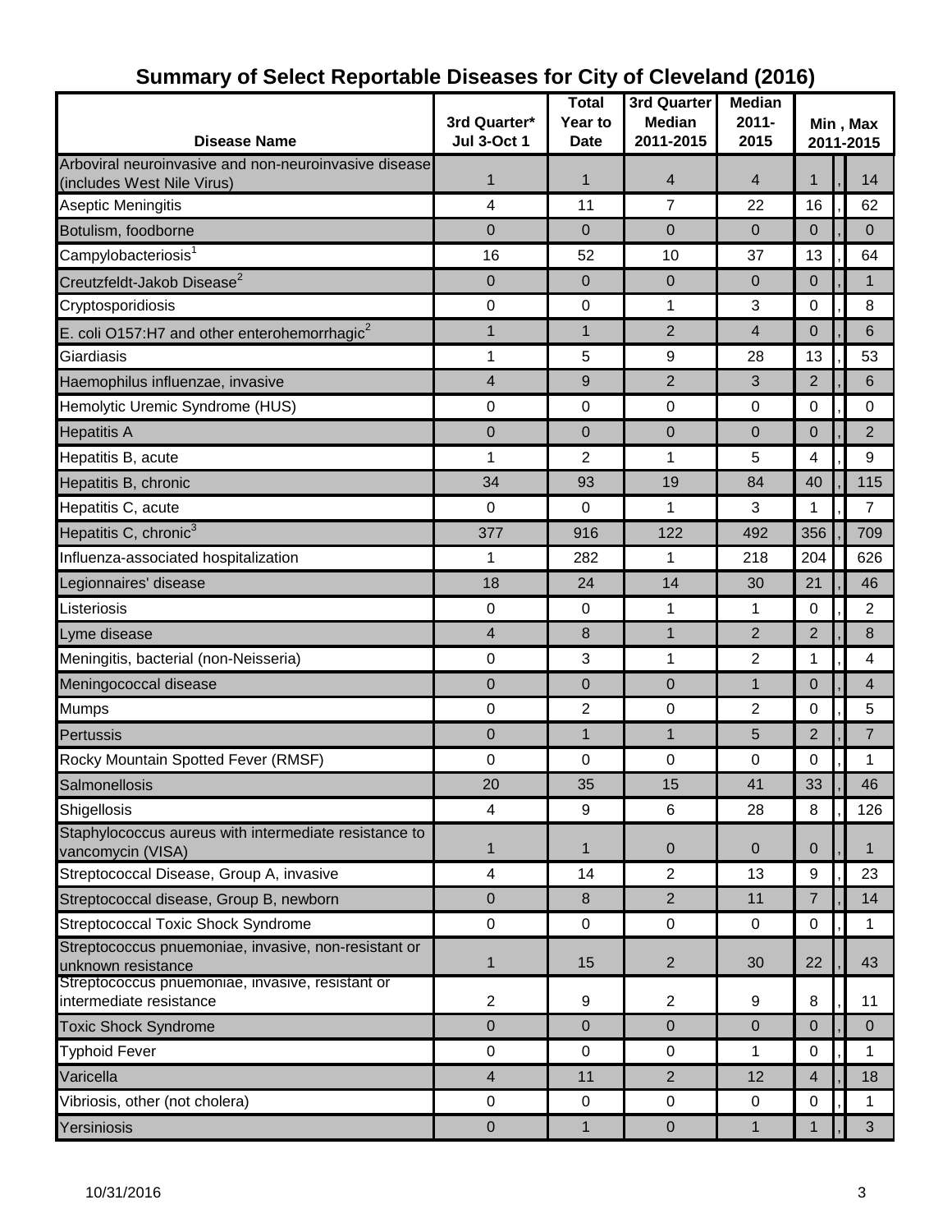# Summary of Select Reportable Diseases for City of Cleveland (2016)

| Disease Name | 3rd Quarter* Jul 3-Oct 1 | Total Year to Date | 3rd Quarter Median 2011-2015 | Median 2011-2015 | Min , Max 2011-2015 |
|---|---|---|---|---|---|
| Arboviral neuroinvasive and non-neuroinvasive disease (includes West Nile Virus) | 1 | 1 | 4 | 4 | 1 , 14 |
| Aseptic Meningitis | 4 | 11 | 7 | 22 | 16 , 62 |
| Botulism, foodborne | 0 | 0 | 0 | 0 | 0 , 0 |
| Campylobacteriosis[1] | 16 | 52 | 10 | 37 | 13 , 64 |
| Creutzfeldt-Jakob Disease[2] | 0 | 0 | 0 | 0 | 0 , 1 |
| Cryptosporidiosis | 0 | 0 | 1 | 3 | 0 , 8 |
| E. coli O157:H7 and other enterohemorrhagic[2] | 1 | 1 | 2 | 4 | 0 , 6 |
| Giardiasis | 1 | 5 | 9 | 28 | 13 , 53 |
| Haemophilus influenzae, invasive | 4 | 9 | 2 | 3 | 2 , 6 |
| Hemolytic Uremic Syndrome (HUS) | 0 | 0 | 0 | 0 | 0 , 0 |
| Hepatitis A | 0 | 0 | 0 | 0 | 0 , 2 |
| Hepatitis B, acute | 1 | 2 | 1 | 5 | 4 , 9 |
| Hepatitis B, chronic | 34 | 93 | 19 | 84 | 40 , 115 |
| Hepatitis C, acute | 0 | 0 | 1 | 3 | 1 , 7 |
| Hepatitis C, chronic[3] | 377 | 916 | 122 | 492 | 356 , 709 |
| Influenza-associated hospitalization | 1 | 282 | 1 | 218 | 204 , 626 |
| Legionnaires' disease | 18 | 24 | 14 | 30 | 21 , 46 |
| Listeriosis | 0 | 0 | 1 | 1 | 0 , 2 |
| Lyme disease | 4 | 8 | 1 | 2 | 2 , 8 |
| Meningitis, bacterial (non-Neisseria) | 0 | 3 | 1 | 2 | 1 , 4 |
| Meningococcal disease | 0 | 0 | 0 | 1 | 0 , 4 |
| Mumps | 0 | 2 | 0 | 2 | 0 , 5 |
| Pertussis | 0 | 1 | 1 | 5 | 2 , 7 |
| Rocky Mountain Spotted Fever (RMSF) | 0 | 0 | 0 | 0 | 0 , 1 |
| Salmonellosis | 20 | 35 | 15 | 41 | 33 , 46 |
| Shigellosis | 4 | 9 | 6 | 28 | 8 , 126 |
| Staphylococcus aureus with intermediate resistance to vancomycin (VISA) | 1 | 1 | 0 | 0 | 0 , 1 |
| Streptococcal Disease, Group A, invasive | 4 | 14 | 2 | 13 | 9 , 23 |
| Streptococcal disease, Group B, newborn | 0 | 8 | 2 | 11 | 7 , 14 |
| Streptococcal Toxic Shock Syndrome | 0 | 0 | 0 | 0 | 0 , 1 |
| Streptococcus pnuemoniae, invasive, non-resistant or unknown resistance | 1 | 15 | 2 | 30 | 22 , 43 |
| Streptococcus pnuemoniae, invasive, resistant or intermediate resistance | 2 | 9 | 2 | 9 | 8 , 11 |
| Toxic Shock Syndrome | 0 | 0 | 0 | 0 | 0 , 0 |
| Typhoid Fever | 0 | 0 | 0 | 1 | 0 , 1 |
| Varicella | 4 | 11 | 2 | 12 | 4 , 18 |
| Vibriosis, other (not cholera) | 0 | 0 | 0 | 0 | 0 , 1 |
| Yersiniosis | 0 | 1 | 0 | 1 | 1 , 3 |

10/31/2016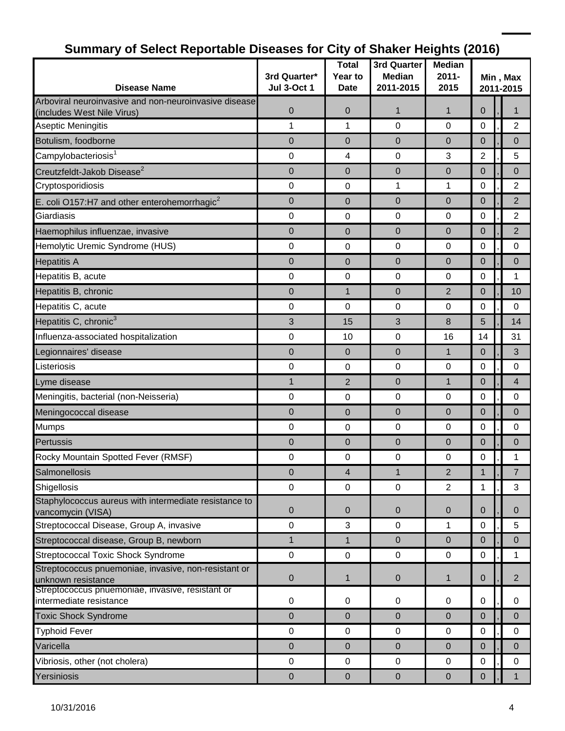## Summary of Select Reportable Diseases for City of Shaker Heights (2016)

| Disease Name | 3rd Quarter* Jul 3-Oct 1 | Total Year to Date | 3rd Quarter Median 2011-2015 | Median 2011-2015 | Min , Max 2011-2015 |
|---|---|---|---|---|---|
| Arboviral neuroinvasive and non-neuroinvasive disease (includes West Nile Virus) | 0 | 0 | 1 | 1 | 0 , 1 |
| Aseptic Meningitis | 1 | 1 | 0 | 0 | 0 , 2 |
| Botulism, foodborne | 0 | 0 | 0 | 0 | 0 , 0 |
| Campylobacteriosis[1] | 0 | 4 | 0 | 3 | 2 , 5 |
| Creutzfeldt-Jakob Disease[2] | 0 | 0 | 0 | 0 | 0 , 0 |
| Cryptosporidiosis | 0 | 0 | 1 | 1 | 0 , 2 |
| E. coli O157:H7 and other enterohemorrhagic[2] | 0 | 0 | 0 | 0 | 0 , 2 |
| Giardiasis | 0 | 0 | 0 | 0 | 0 , 2 |
| Haemophilus influenzae, invasive | 0 | 0 | 0 | 0 | 0 , 2 |
| Hemolytic Uremic Syndrome (HUS) | 0 | 0 | 0 | 0 | 0 , 0 |
| Hepatitis A | 0 | 0 | 0 | 0 | 0 , 0 |
| Hepatitis B, acute | 0 | 0 | 0 | 0 | 0 , 1 |
| Hepatitis B, chronic | 0 | 1 | 0 | 2 | 0 , 10 |
| Hepatitis C, acute | 0 | 0 | 0 | 0 | 0 , 0 |
| Hepatitis C, chronic[3] | 3 | 15 | 3 | 8 | 5 , 14 |
| Influenza-associated hospitalization | 0 | 10 | 0 | 16 | 14 31 |
| Legionnaires' disease | 0 | 0 | 0 | 1 | 0 , 3 |
| Listeriosis | 0 | 0 | 0 | 0 | 0 , 0 |
| Lyme disease | 1 | 2 | 0 | 1 | 0 , 4 |
| Meningitis, bacterial (non-Neisseria) | 0 | 0 | 0 | 0 | 0 , 0 |
| Meningococcal disease | 0 | 0 | 0 | 0 | 0 , 0 |
| Mumps | 0 | 0 | 0 | 0 | 0 , 0 |
| Pertussis | 0 | 0 | 0 | 0 | 0 , 0 |
| Rocky Mountain Spotted Fever (RMSF) | 0 | 0 | 0 | 0 | 0 , 1 |
| Salmonellosis | 0 | 4 | 1 | 2 | 1 , 7 |
| Shigellosis | 0 | 0 | 0 | 2 | 1 , 3 |
| Staphylococcus aureus with intermediate resistance to vancomycin (VISA) | 0 | 0 | 0 | 0 | 0 , 0 |
| Streptococcal Disease, Group A, invasive | 0 | 3 | 0 | 1 | 0 , 5 |
| Streptococcal disease, Group B, newborn | 1 | 1 | 0 | 0 | 0 , 0 |
| Streptococcal Toxic Shock Syndrome | 0 | 0 | 0 | 0 | 0 , 1 |
| Streptococcus pnuemoniae, invasive, non-resistant or unknown resistance | 0 | 1 | 0 | 1 | 0 , 2 |
| Streptococcus pnuemoniae, invasive, resistant or intermediate resistance | 0 | 0 | 0 | 0 | 0 , 0 |
| Toxic Shock Syndrome | 0 | 0 | 0 | 0 | 0 , 0 |
| Typhoid Fever | 0 | 0 | 0 | 0 | 0 , 0 |
| Varicella | 0 | 0 | 0 | 0 | 0 , 0 |
| Vibriosis, other (not cholera) | 0 | 0 | 0 | 0 | 0 , 0 |
| Yersiniosis | 0 | 0 | 0 | 0 | 0 , 1 |

10/31/2016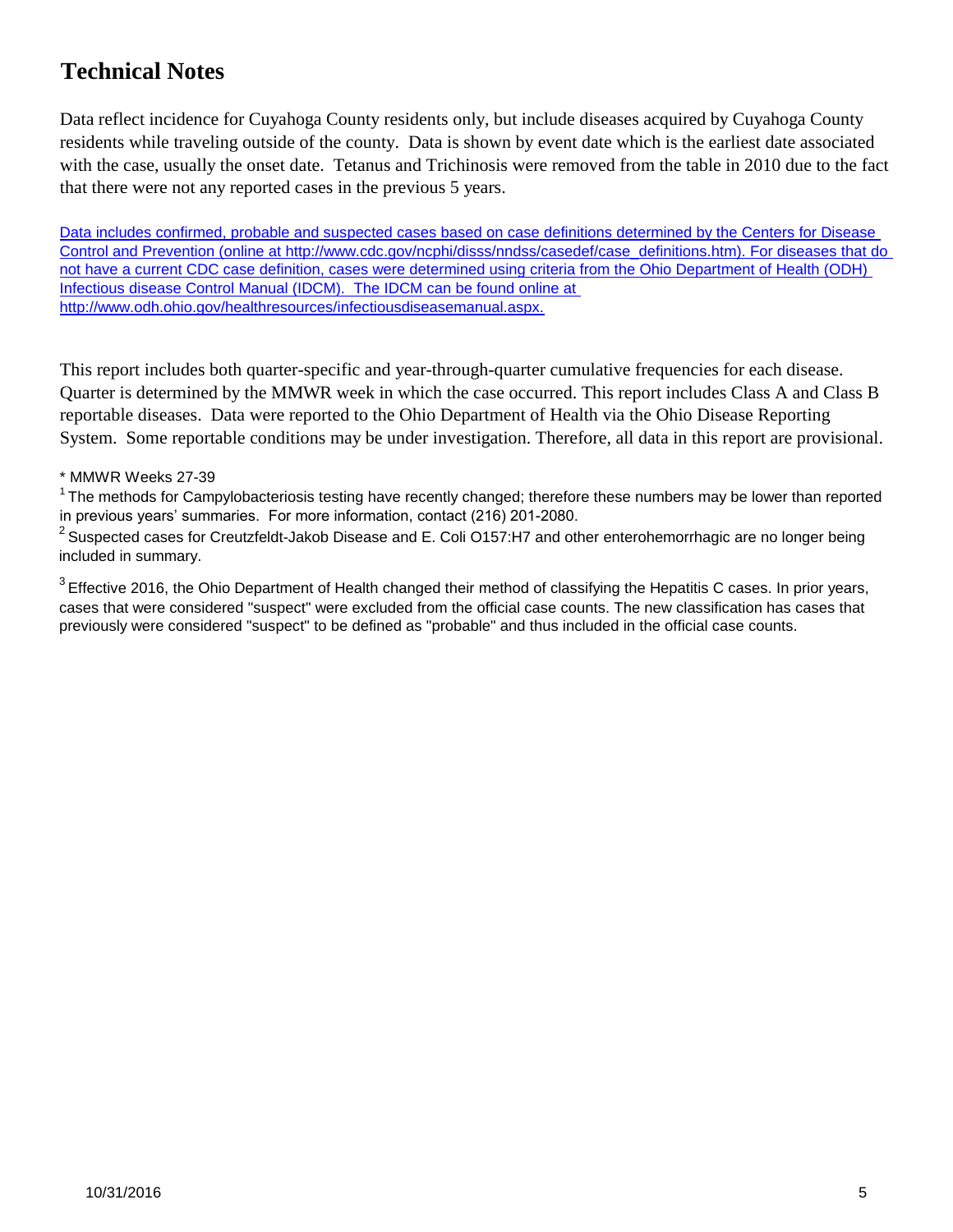## Technical Notes

Data reflect incidence for Cuyahoga County residents only, but include diseases acquired by Cuyahoga County residents while traveling outside of the county. Data is shown by event date which is the earliest date associated with the case, usually the onset date. Tetanus and Trichinosis were removed from the table in 2010 due to the fact that there were not any reported cases in the previous 5 years.

Data includes confirmed, probable and suspected cases based on case definitions determined by the Centers for Disease Control and Prevention (online at http://www.cdc.gov/ncphi/disss/nndss/casedef/case_definitions.htm). For diseases that do not have a current CDC case definition, cases were determined using criteria from the Ohio Department of Health (ODH) Infectious disease Control Manual (IDCM). The IDCM can be found online at http://www.odh.ohio.gov/healthresources/infectiousdiseasemanual.aspx.

This report includes both quarter-specific and year-through-quarter cumulative frequencies for each disease. Quarter is determined by the MMWR week in which the case occurred. This report includes Class A and Class B reportable diseases. Data were reported to the Ohio Department of Health via the Ohio Disease Reporting System. Some reportable conditions may be under investigation. Therefore, all data in this report are provisional.

* MMWR Weeks 27-39

[1] The methods for Campylobacteriosis testing have recently changed; therefore these numbers may be lower than reported in previous years' summaries. For more information, contact (216) 201-2080.

[2] Suspected cases for Creutzfeldt-Jakob Disease and E. Coli O157:H7 and other enterohemorrhagic are no longer being included in summary.

[3] Effective 2016, the Ohio Department of Health changed their method of classifying the Hepatitis C cases. In prior years, cases that were considered "suspect" were excluded from the official case counts. The new classification has cases that previously were considered "suspect" to be defined as "probable" and thus included in the official case counts.

10/31/2016